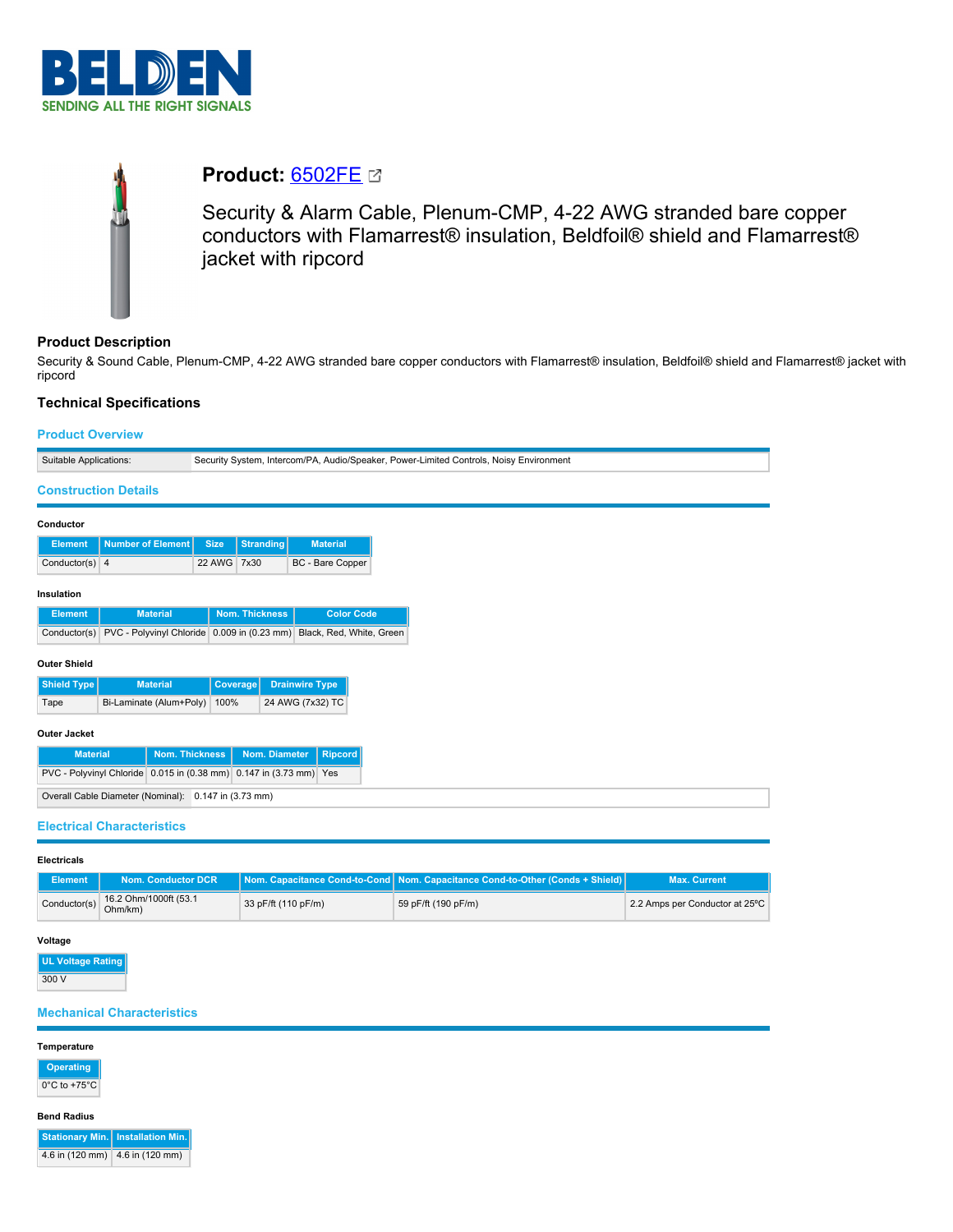# Product: 6502FE

Security & Alarm Cable, Plenum-CMP, 4-22 AWG stranded bare copper conductors with Flamarrest® insulation, Beldfoil® shield and Flamarrest® jacket with ripcord

## Product Description

Security & Sound Cable, Plenum-CMP, 4-22 AWG stranded bare copper conductors with Flamarrest® insulation, Beldfoil® shield and Flamarrest® jacket with ripcord

## Technical Specifications

### Product Overview

| Suitable Applications: | Security System, Intercom/PA, Audio/Speaker, Power-Limited Controls, Noisy Environment |
|---|---|

### Construction Details

**Conductor**

| Element | Number of Element | Size | Stranding | Material |
|---|---|---|---|---|
| Conductor(s) | 4 | 22 AWG | 7x30 | BC - Bare Copper |

**Insulation**

| Element | Material | Nom. Thickness | Color Code |
|---|---|---|---|
| Conductor(s) | PVC - Polyvinyl Chloride | 0.009 in (0.23 mm) | Black, Red, White, Green |

**Outer Shield**

| Shield Type | Material | Coverage | Drainwire Type |
|---|---|---|---|
| Tape | Bi-Laminate (Alum+Poly) | 100% | 24 AWG (7x32) TC |

**Outer Jacket**

| Material | Nom. Thickness | Nom. Diameter | Ripcord |
|---|---|---|---|
| PVC - Polyvinyl Chloride | 0.015 in (0.38 mm) | 0.147 in (3.73 mm) | Yes |

| Overall Cable Diameter (Nominal): | 0.147 in (3.73 mm) |
|---|---|

### Electrical Characteristics

**Electricals**

| Element | Nom. Conductor DCR | Nom. Capacitance Cond-to-Cond | Nom. Capacitance Cond-to-Other (Conds + Shield) | Max. Current |
|---|---|---|---|---|
| Conductor(s) | 16.2 Ohm/1000ft (53.1 Ohm/km) | 33 pF/ft (110 pF/m) | 59 pF/ft (190 pF/m) | 2.2 Amps per Conductor at 25ºC |

**Voltage**

| UL Voltage Rating |
|---|
| 300 V |

### Mechanical Characteristics

**Temperature**

| Operating |
|---|
| 0°C to +75°C |

**Bend Radius**

| Stationary Min. | Installation Min. |
|---|---|
| 4.6 in (120 mm) | 4.6 in (120 mm) |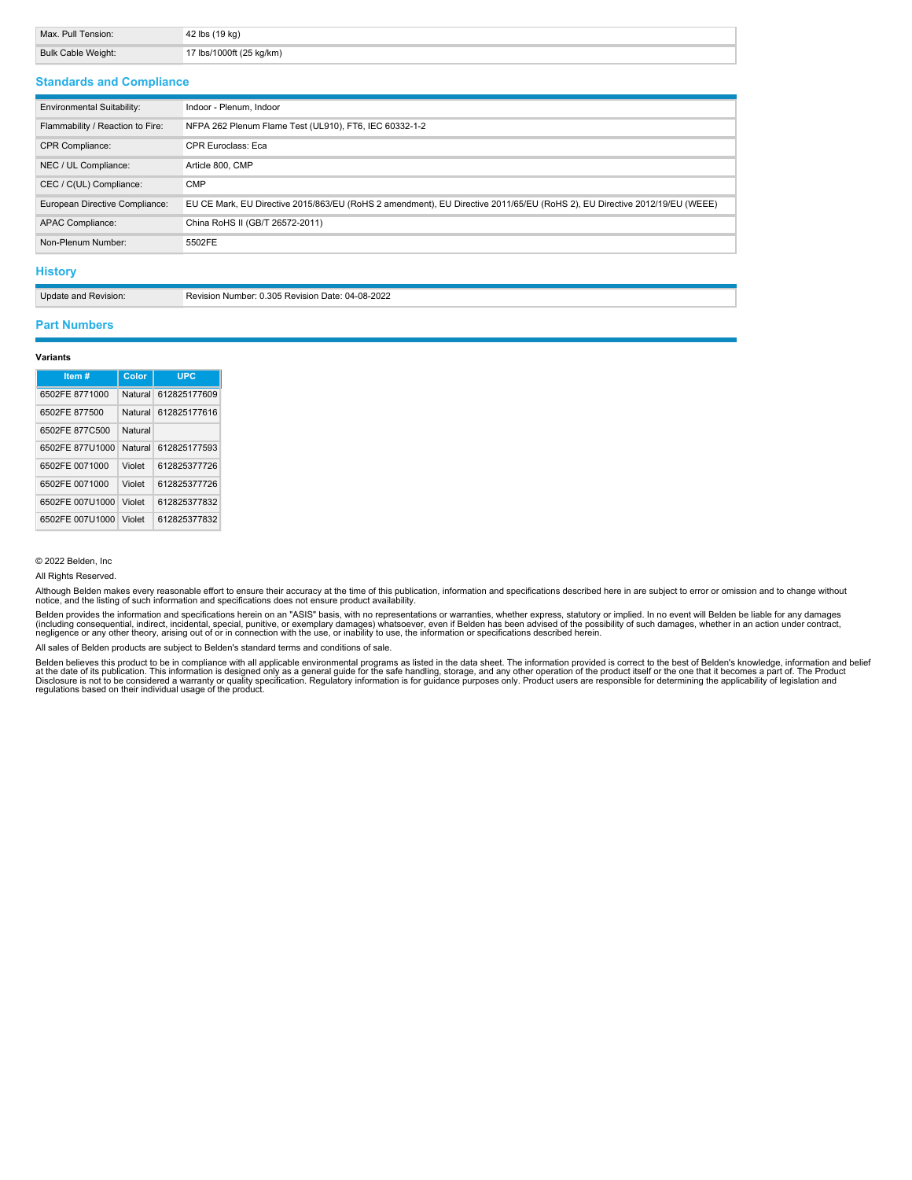| | |
|---|---|
| Max. Pull Tension: | 42 lbs (19 kg) |
| Bulk Cable Weight: | 17 lbs/1000ft (25 kg/km) |

## Standards and Compliance

| | |
|---|---|
| Environmental Suitability: | Indoor - Plenum, Indoor |
| Flammability / Reaction to Fire: | NFPA 262 Plenum Flame Test (UL910), FT6, IEC 60332-1-2 |
| CPR Compliance: | CPR Euroclass: Eca |
| NEC / UL Compliance: | Article 800, CMP |
| CEC / C(UL) Compliance: | CMP |
| European Directive Compliance: | EU CE Mark, EU Directive 2015/863/EU (RoHS 2 amendment), EU Directive 2011/65/EU (RoHS 2), EU Directive 2012/19/EU (WEEE) |
| APAC Compliance: | China RoHS II (GB/T 26572-2011) |
| Non-Plenum Number: | 5502FE |

## History

| | |
|---|---|
| Update and Revision: | Revision Number: 0.305 Revision Date: 04-08-2022 |

## Part Numbers

**Variants**

| Item # | Color | UPC |
|---|---|---|
| 6502FE 8771000 | Natural | 612825177609 |
| 6502FE 877500 | Natural | 612825177616 |
| 6502FE 877C500 | Natural | |
| 6502FE 877U1000 | Natural | 612825177593 |
| 6502FE 0071000 | Violet | 612825377726 |
| 6502FE 0071000 | Violet | 612825377726 |
| 6502FE 007U1000 | Violet | 612825377832 |
| 6502FE 007U1000 | Violet | 612825377832 |

© 2022 Belden, Inc

All Rights Reserved.

Although Belden makes every reasonable effort to ensure their accuracy at the time of this publication, information and specifications described here in are subject to error or omission and to change without notice, and the listing of such information and specifications does not ensure product availability.

Belden provides the information and specifications herein on an "ASIS" basis, with no representations or warranties, whether express, statutory or implied. In no event will Belden be liable for any damages (including consequential, indirect, incidental, special, punitive, or exemplary damages) whatsoever, even if Belden has been advised of the possibility of such damages, whether in an action under contract, negligence or any other theory, arising out of or in connection with the use, or inability to use, the information or specifications described herein.

All sales of Belden products are subject to Belden's standard terms and conditions of sale.

Belden believes this product to be in compliance with all applicable environmental programs as listed in the data sheet. The information provided is correct to the best of Belden's knowledge, information and belief at the date of its publication. This information is designed only as a general guide for the safe handling, storage, and any other operation of the product itself or the one that it becomes a part of. The Product Disclosure is not to be considered a warranty or quality specification. Regulatory information is for guidance purposes only. Product users are responsible for determining the applicability of legislation and regulations based on their individual usage of the product.